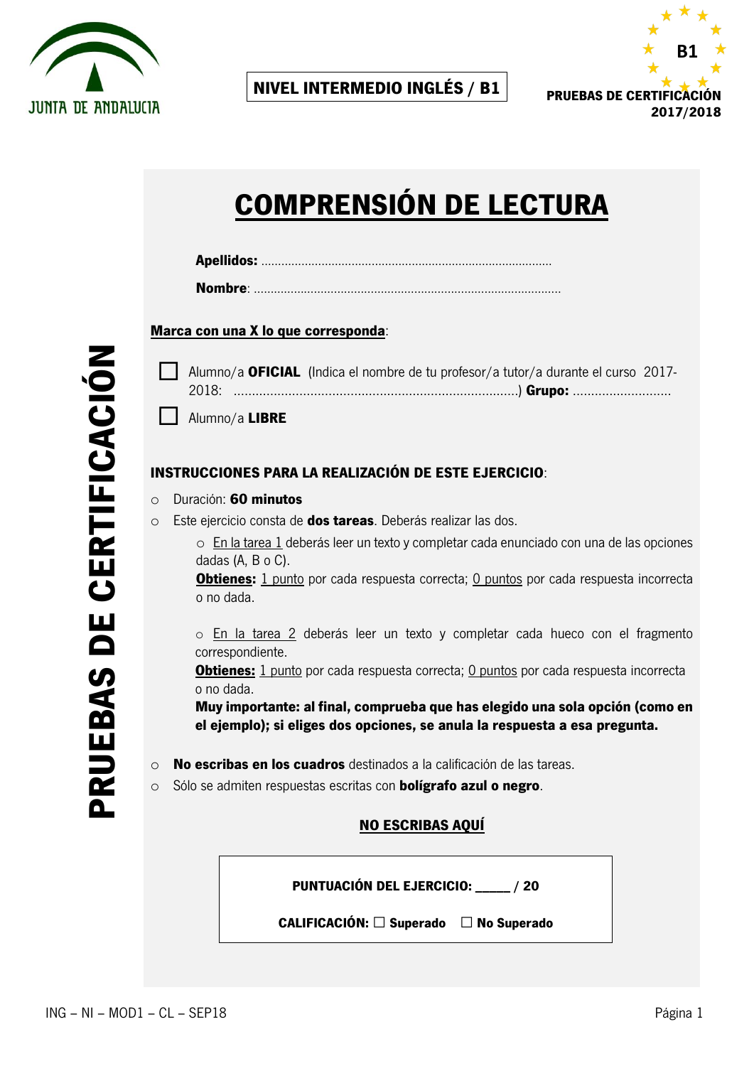JUNTA DE ANDALUCIA

**NIVEL INTERMEDIO INGLÉS / B1**

**B1**

**PRUEBAS DE CERTIFICACIÓN 2017/2018**

**PRUEBAS DE CERTIFICACIÓN**

# COMPRENSIÓN DE LECTURA

**Apellidos:** ......................................................................................

**Nombre**: ..........................................................................................

**Marca con una X lo que corresponda**:

☐ Alumno/a **OFICIAL** (Indica el nombre de tu profesor/a tutor/a durante el curso 2017-2018: ..............................................................................) **Grupo:** ...........................

☐ Alumno/a **LIBRE**

**INSTRUCCIONES PARA LA REALIZACIÓN DE ESTE EJERCICIO**:

- Duración: **60 minutos**
- Este ejercicio consta de **dos tareas**. Deberás realizar las dos.
  - En la tarea 1 deberás leer un texto y completar cada enunciado con una de las opciones dadas (A, B o C).
    **Obtienes:** 1 punto por cada respuesta correcta; 0 puntos por cada respuesta incorrecta o no dada.
  - En la tarea 2 deberás leer un texto y completar cada hueco con el fragmento correspondiente.
    **Obtienes:** 1 punto por cada respuesta correcta; 0 puntos por cada respuesta incorrecta o no dada.
    **Muy importante: al final, comprueba que has elegido una sola opción (como en el ejemplo); si eliges dos opciones, se anula la respuesta a esa pregunta.**
- **No escribas en los cuadros** destinados a la calificación de las tareas.
- Sólo se admiten respuestas escritas con **bolígrafo azul o negro**.

**NO ESCRIBAS AQUÍ**

**PUNTUACIÓN DEL EJERCICIO: _____ / 20**

**CALIFICACIÓN:** ☐ **Superado** ☐ **No Superado**

ING – NI – MOD1 – CL – SEP18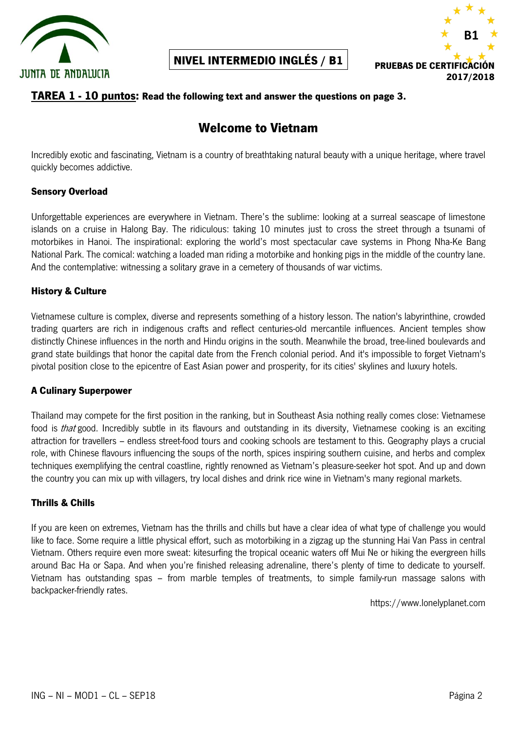**NIVEL INTERMEDIO INGLÉS / B1**

**PRUEBAS DE CERTIFICACIÓN 2017/2018**

**TAREA 1 - 10 puntos: Read the following text and answer the questions on page 3.**

# Welcome to Vietnam

Incredibly exotic and fascinating, Vietnam is a country of breathtaking natural beauty with a unique heritage, where travel quickly becomes addictive.

### Sensory Overload

Unforgettable experiences are everywhere in Vietnam. There's the sublime: looking at a surreal seascape of limestone islands on a cruise in Halong Bay. The ridiculous: taking 10 minutes just to cross the street through a tsunami of motorbikes in Hanoi. The inspirational: exploring the world's most spectacular cave systems in Phong Nha-Ke Bang National Park. The comical: watching a loaded man riding a motorbike and honking pigs in the middle of the country lane. And the contemplative: witnessing a solitary grave in a cemetery of thousands of war victims.

### History & Culture

Vietnamese culture is complex, diverse and represents something of a history lesson. The nation's labyrinthine, crowded trading quarters are rich in indigenous crafts and reflect centuries-old mercantile influences. Ancient temples show distinctly Chinese influences in the north and Hindu origins in the south. Meanwhile the broad, tree-lined boulevards and grand state buildings that honor the capital date from the French colonial period. And it's impossible to forget Vietnam's pivotal position close to the epicentre of East Asian power and prosperity, for its cities' skylines and luxury hotels.

### A Culinary Superpower

Thailand may compete for the first position in the ranking, but in Southeast Asia nothing really comes close: Vietnamese food is *that* good. Incredibly subtle in its flavours and outstanding in its diversity, Vietnamese cooking is an exciting attraction for travellers – endless street-food tours and cooking schools are testament to this. Geography plays a crucial role, with Chinese flavours influencing the soups of the north, spices inspiring southern cuisine, and herbs and complex techniques exemplifying the central coastline, rightly renowned as Vietnam's pleasure-seeker hot spot. And up and down the country you can mix up with villagers, try local dishes and drink rice wine in Vietnam's many regional markets.

### Thrills & Chills

If you are keen on extremes, Vietnam has the thrills and chills but have a clear idea of what type of challenge you would like to face. Some require a little physical effort, such as motorbiking in a zigzag up the stunning Hai Van Pass in central Vietnam. Others require even more sweat: kitesurfing the tropical oceanic waters off Mui Ne or hiking the evergreen hills around Bac Ha or Sapa. And when you're finished releasing adrenaline, there's plenty of time to dedicate to yourself. Vietnam has outstanding spas – from marble temples of treatments, to simple family-run massage salons with backpacker-friendly rates.

https://www.lonelyplanet.com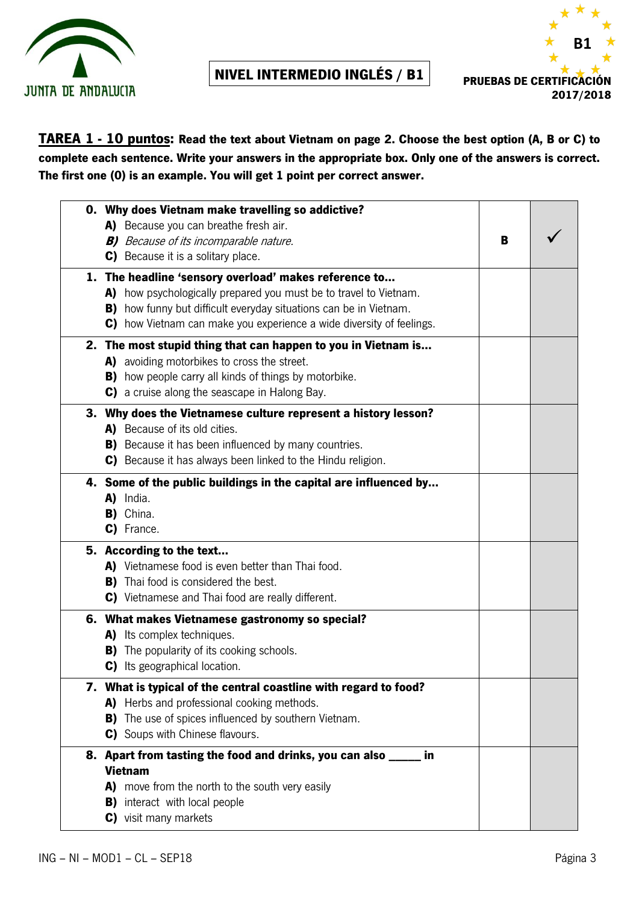JUNTA DE ANDALUCIA

**NIVEL INTERMEDIO INGLÉS / B1**

B1

**PRUEBAS DE CERTIFICACIÓN 2017/2018**

**TAREA 1 - 10 puntos: Read the text about Vietnam on page 2. Choose the best option (A, B or C) to complete each sentence. Write your answers in the appropriate box. Only one of the answers is correct. The first one (0) is an example. You will get 1 point per correct answer.**

| Question | Answer | |
|---|---|---|
| **0. Why does Vietnam make travelling so addictive?**<br>**A)** Because you can breathe fresh air.<br>***B)*** *Because of its incomparable nature.*<br>**C)** Because it is a solitary place. | **B** | ✓ |
| **1. The headline 'sensory overload' makes reference to…**<br>**A)** how psychologically prepared you must be to travel to Vietnam.<br>**B)** how funny but difficult everyday situations can be in Vietnam.<br>**C)** how Vietnam can make you experience a wide diversity of feelings. | | |
| **2. The most stupid thing that can happen to you in Vietnam is…**<br>**A)** avoiding motorbikes to cross the street.<br>**B)** how people carry all kinds of things by motorbike.<br>**C)** a cruise along the seascape in Halong Bay. | | |
| **3. Why does the Vietnamese culture represent a history lesson?**<br>**A)** Because of its old cities.<br>**B)** Because it has been influenced by many countries.<br>**C)** Because it has always been linked to the Hindu religion. | | |
| **4. Some of the public buildings in the capital are influenced by…**<br>**A)** India.<br>**B)** China.<br>**C)** France. | | |
| **5. According to the text…**<br>**A)** Vietnamese food is even better than Thai food.<br>**B)** Thai food is considered the best.<br>**C)** Vietnamese and Thai food are really different. | | |
| **6. What makes Vietnamese gastronomy so special?**<br>**A)** Its complex techniques.<br>**B)** The popularity of its cooking schools.<br>**C)** Its geographical location. | | |
| **7. What is typical of the central coastline with regard to food?**<br>**A)** Herbs and professional cooking methods.<br>**B)** The use of spices influenced by southern Vietnam.<br>**C)** Soups with Chinese flavours. | | |
| **8. Apart from tasting the food and drinks, you can also _____ in Vietnam**<br>**A)** move from the north to the south very easily<br>**B)** interact with local people<br>**C)** visit many markets | | |

ING – NI – MOD1 – CL – SEP18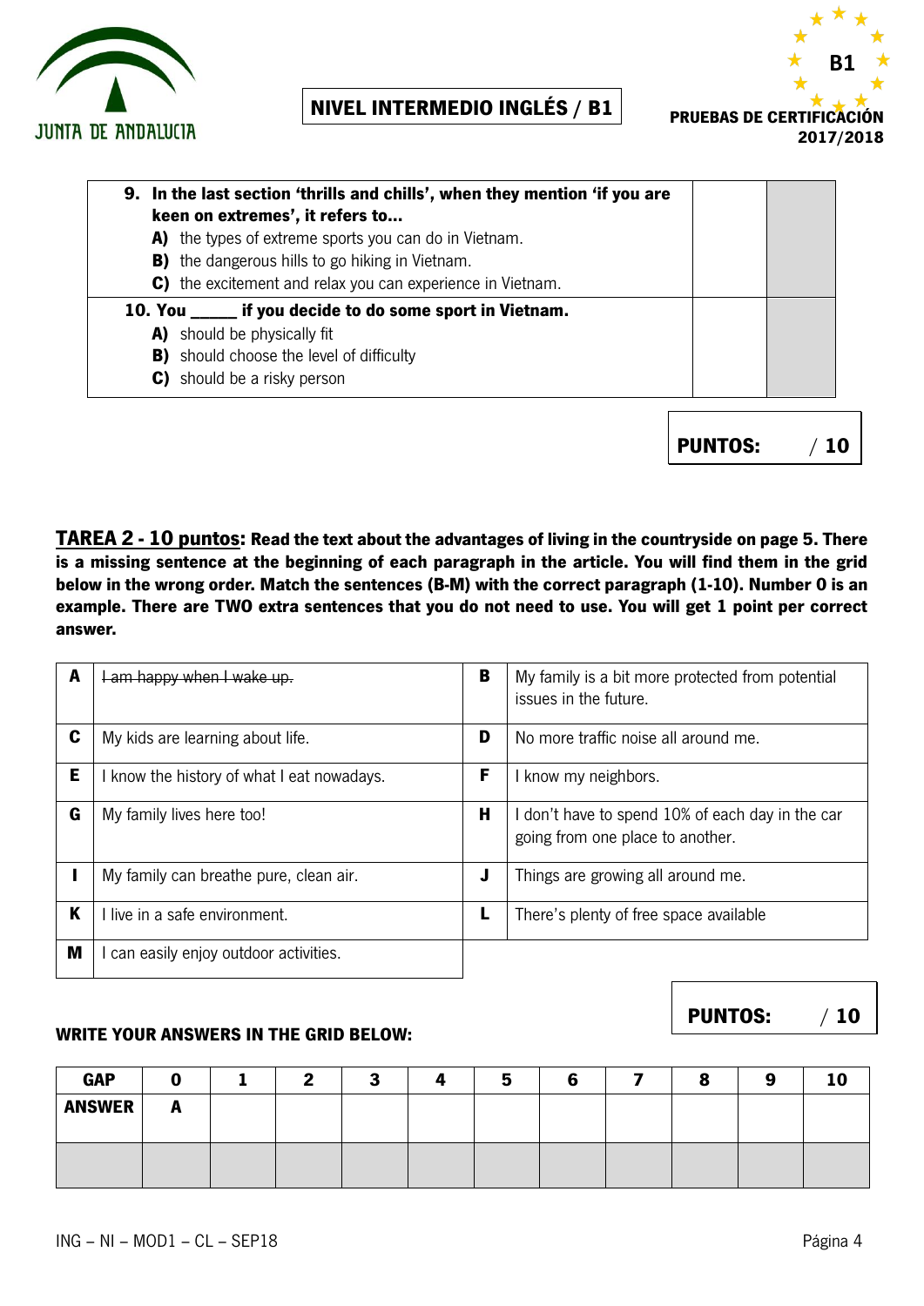| | | |
|---|---|---|
| **9. In the last section 'thrills and chills', when they mention 'if you are keen on extremes', it refers to…**<br>**A)** the types of extreme sports you can do in Vietnam.<br>**B)** the dangerous hills to go hiking in Vietnam.<br>**C)** the excitement and relax you can experience in Vietnam. | | |
| **10. You _____ if you decide to do some sport in Vietnam.**<br>**A)** should be physically fit<br>**B)** should choose the level of difficulty<br>**C)** should be a risky person | | |

**PUNTOS: / 10**

**TAREA 2 - 10 puntos: Read the text about the advantages of living in the countryside on page 5. There is a missing sentence at the beginning of each paragraph in the article. You will find them in the grid below in the wrong order. Match the sentences (B-M) with the correct paragraph (1-10). Number 0 is an example. There are TWO extra sentences that you do not need to use. You will get 1 point per correct answer.**

| | | | |
|---|---|---|---|
| **A** | ~~I am happy when I wake up.~~ | **B** | My family is a bit more protected from potential issues in the future. |
| **C** | My kids are learning about life. | **D** | No more traffic noise all around me. |
| **E** | I know the history of what I eat nowadays. | **F** | I know my neighbors. |
| **G** | My family lives here too! | **H** | I don't have to spend 10% of each day in the car going from one place to another. |
| **I** | My family can breathe pure, clean air. | **J** | Things are growing all around me. |
| **K** | I live in a safe environment. | **L** | There's plenty of free space available |
| **M** | I can easily enjoy outdoor activities. | | |

**PUNTOS: / 10**

**WRITE YOUR ANSWERS IN THE GRID BELOW:**

| GAP | 0 | 1 | 2 | 3 | 4 | 5 | 6 | 7 | 8 | 9 | 10 |
|---|---|---|---|---|---|---|---|---|---|---|---|
| ANSWER | A | | | | | | | | | | |
| | | | | | | | | | | | |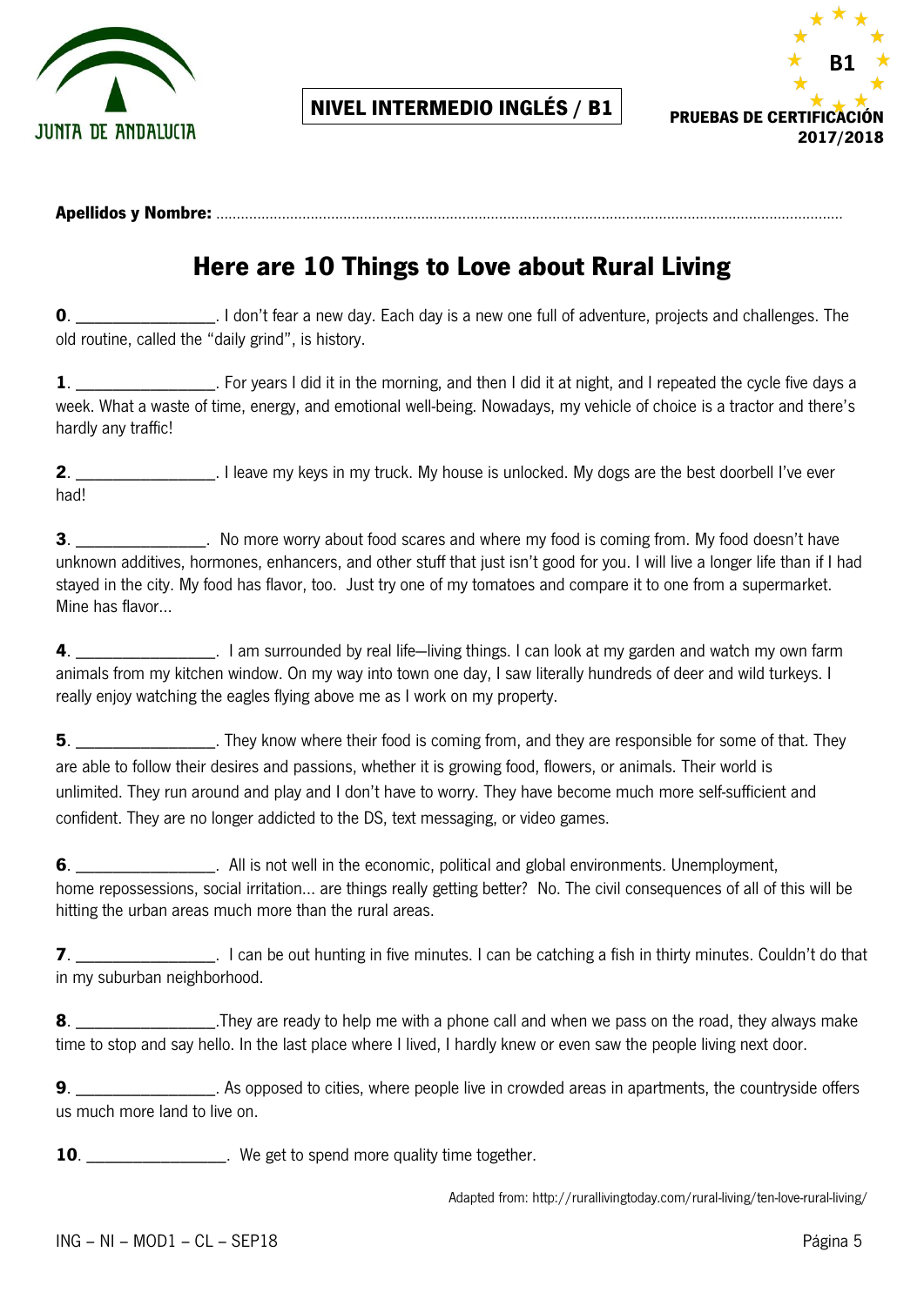**NIVEL INTERMEDIO INGLÉS / B1**

**PRUEBAS DE CERTIFICACIÓN 2017/2018**

**Apellidos y Nombre:** ........................................................................................................................................................

# Here are 10 Things to Love about Rural Living

**0**. ________________. I don't fear a new day. Each day is a new one full of adventure, projects and challenges. The old routine, called the "daily grind", is history.

**1**. ________________. For years I did it in the morning, and then I did it at night, and I repeated the cycle five days a week. What a waste of time, energy, and emotional well-being. Nowadays, my vehicle of choice is a tractor and there's hardly any traffic!

**2**. ________________. I leave my keys in my truck. My house is unlocked. My dogs are the best doorbell I've ever had!

**3**. _______________. No more worry about food scares and where my food is coming from. My food doesn't have unknown additives, hormones, enhancers, and other stuff that just isn't good for you. I will live a longer life than if I had stayed in the city. My food has flavor, too. Just try one of my tomatoes and compare it to one from a supermarket. Mine has flavor...

**4**. ________________. I am surrounded by real life—living things. I can look at my garden and watch my own farm animals from my kitchen window. On my way into town one day, I saw literally hundreds of deer and wild turkeys. I really enjoy watching the eagles flying above me as I work on my property.

**5**. ________________. They know where their food is coming from, and they are responsible for some of that. They are able to follow their desires and passions, whether it is growing food, flowers, or animals. Their world is unlimited. They run around and play and I don't have to worry. They have become much more self-sufficient and confident. They are no longer addicted to the DS, text messaging, or video games.

**6**. ________________. All is not well in the economic, political and global environments. Unemployment, home repossessions, social irritation... are things really getting better? No. The civil consequences of all of this will be hitting the urban areas much more than the rural areas.

**7**. ________________. I can be out hunting in five minutes. I can be catching a fish in thirty minutes. Couldn't do that in my suburban neighborhood.

**8**. ________________.They are ready to help me with a phone call and when we pass on the road, they always make time to stop and say hello. In the last place where I lived, I hardly knew or even saw the people living next door.

**9**. ________________. As opposed to cities, where people live in crowded areas in apartments, the countryside offers us much more land to live on.

**10**. ________________. We get to spend more quality time together.

Adapted from: http://rurallivingtoday.com/rural-living/ten-love-rural-living/